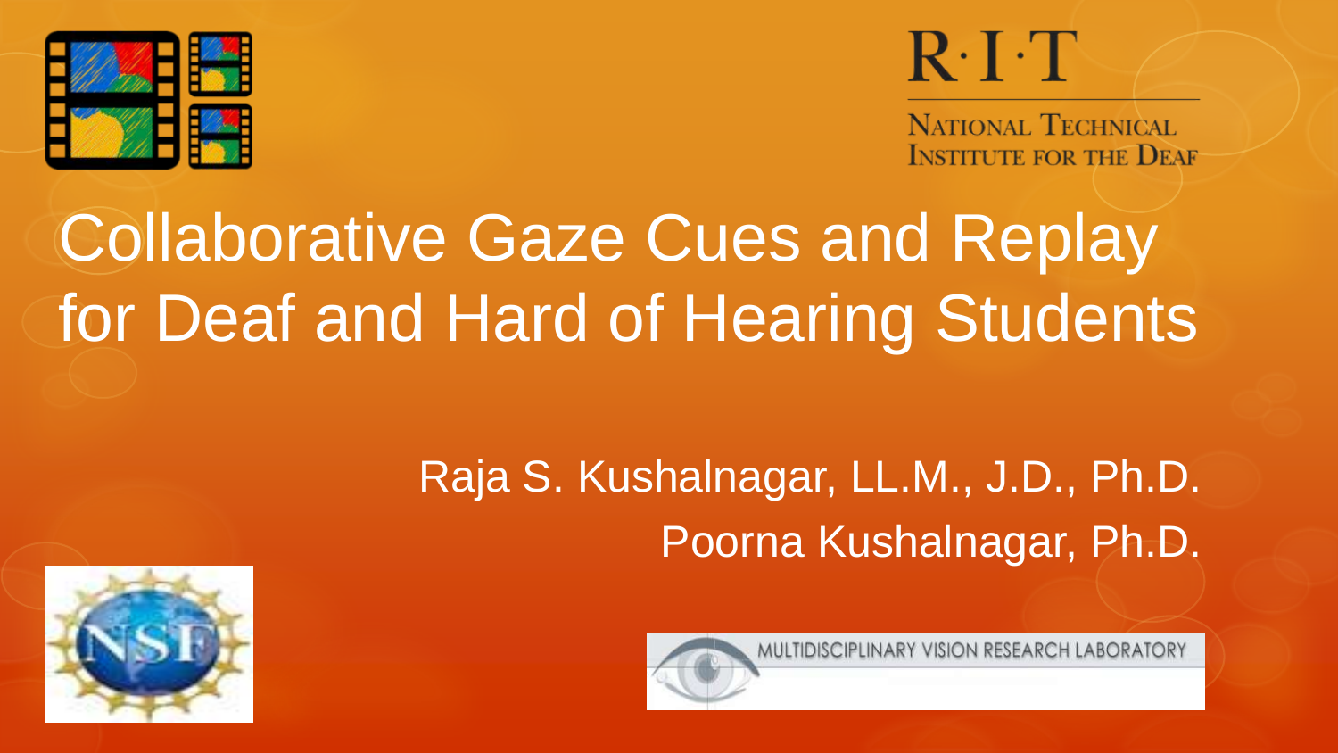R·I·T

NATIONAL TECHNICAL INSTITUTE FOR THE DEAF

# Collaborative Gaze Cues and Replay for Deaf and Hard of Hearing Students

Raja S. Kushalnagar, LL.M., J.D., Ph.D.

Poorna Kushalnagar, Ph.D.

MULTIDISCIPLINARY VISION RESEARCH LABORATORY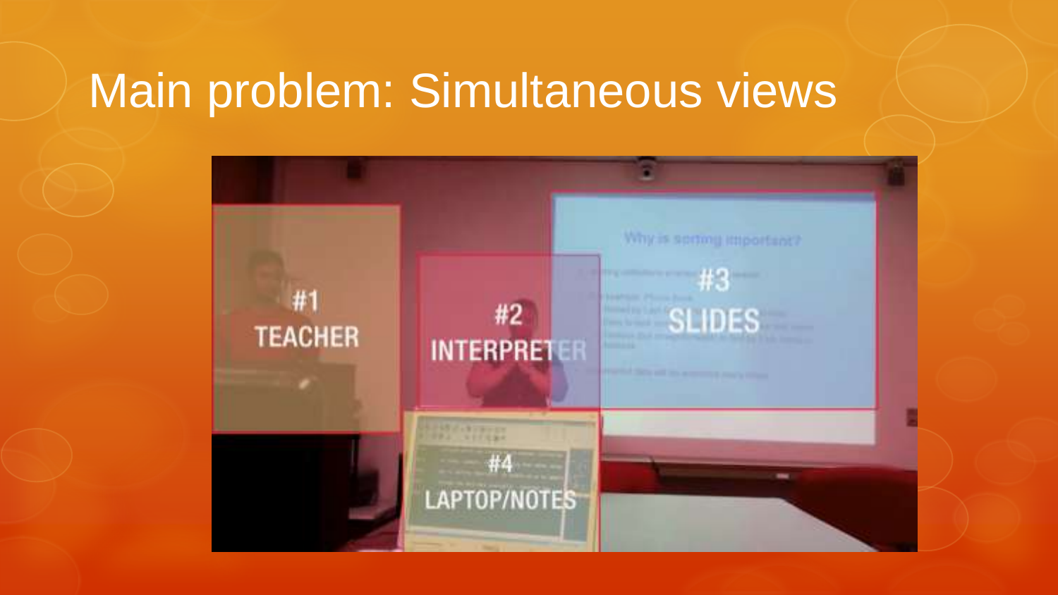# Main problem: Simultaneous views

#1 TEACHER

#2 INTERPRETER

#3 SLIDES

#4 LAPTOP/NOTES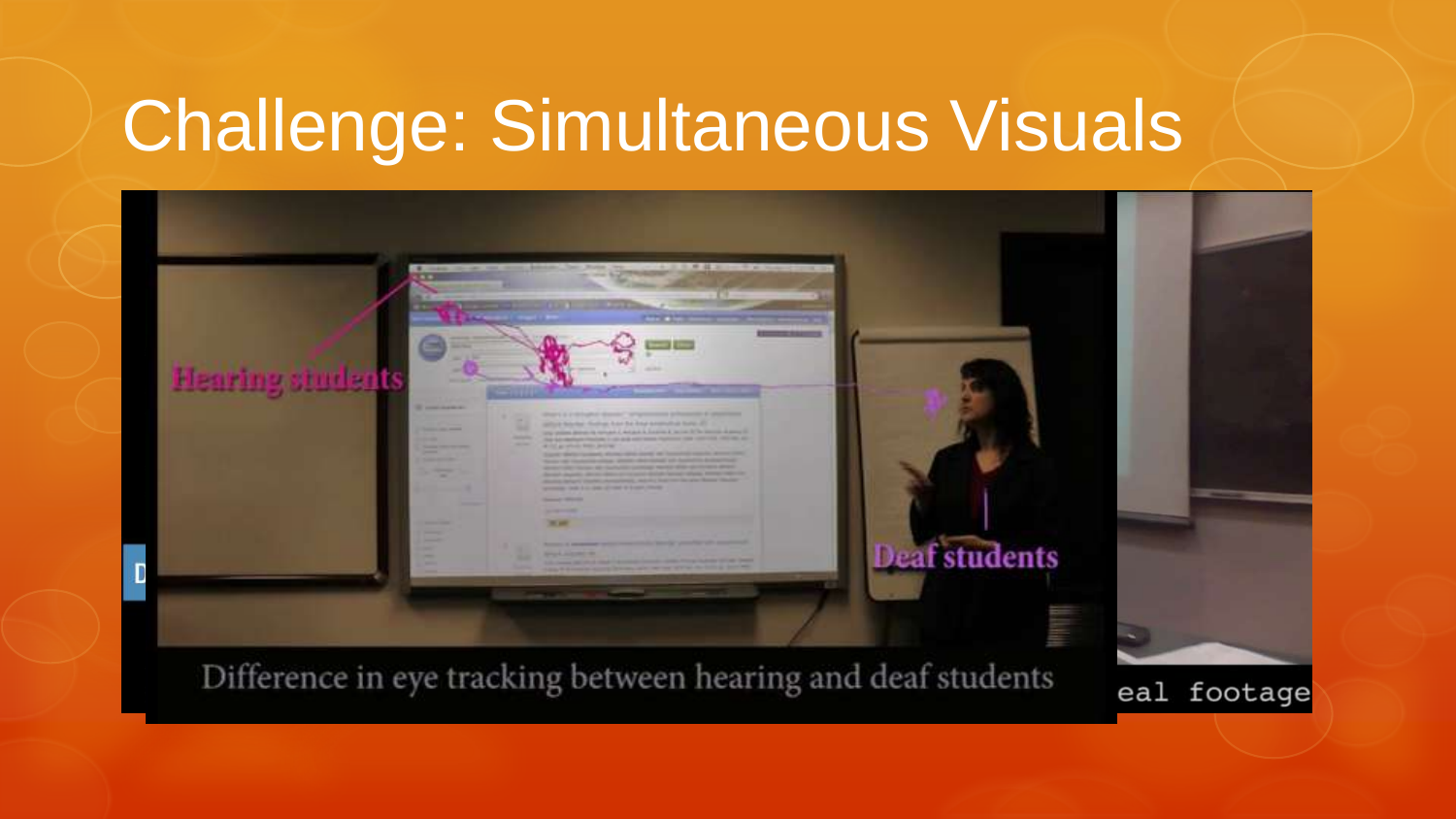# Challenge: Simultaneous Visuals

Hearing students

Deaf students

Difference in eye tracking between hearing and deaf students

eal footage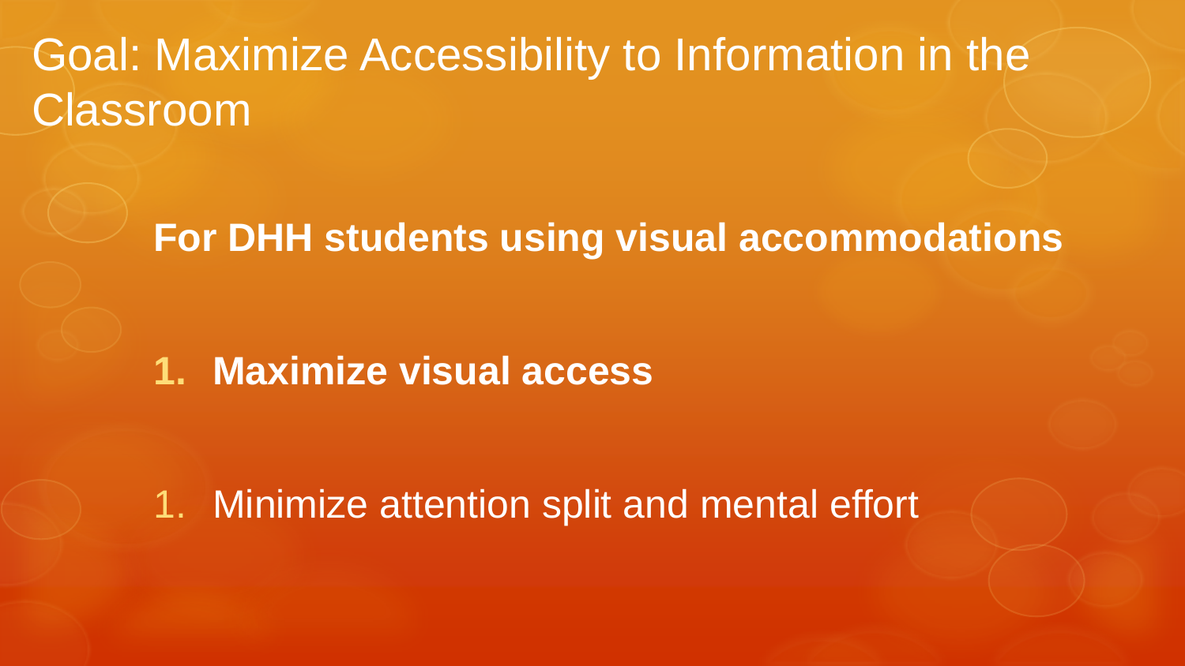# Goal: Maximize Accessibility to Information in the Classroom

**For DHH students using visual accommodations**

1. **Maximize visual access**

1. Minimize attention split and mental effort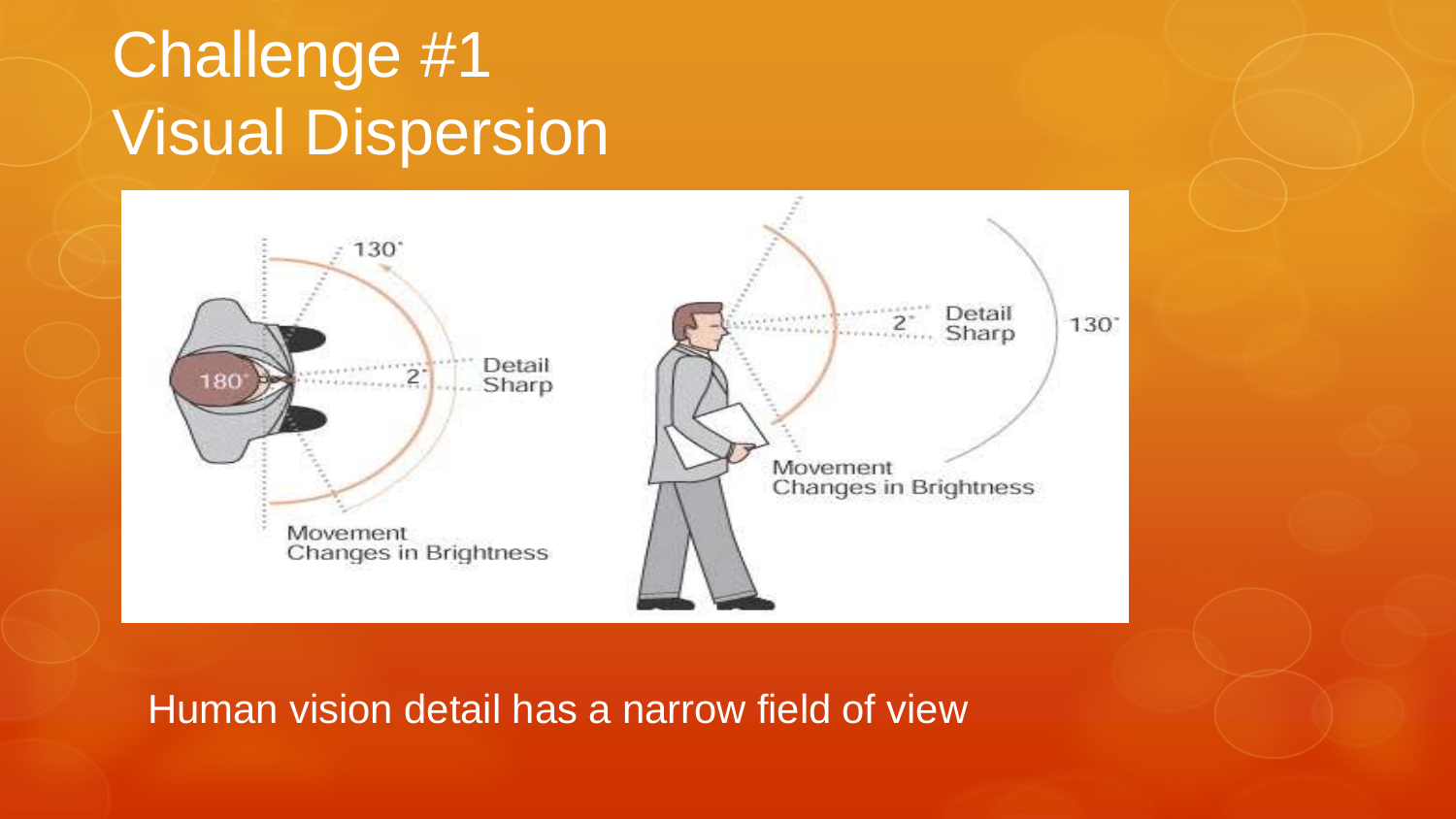# Challenge #1
# Visual Dispersion

Human vision detail has a narrow field of view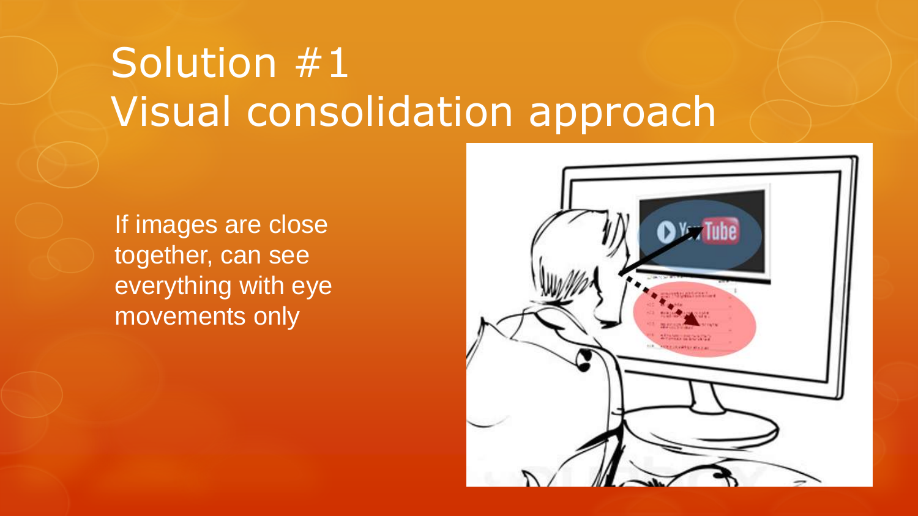# Solution #1
# Visual consolidation approach

If images are close together, can see everything with eye movements only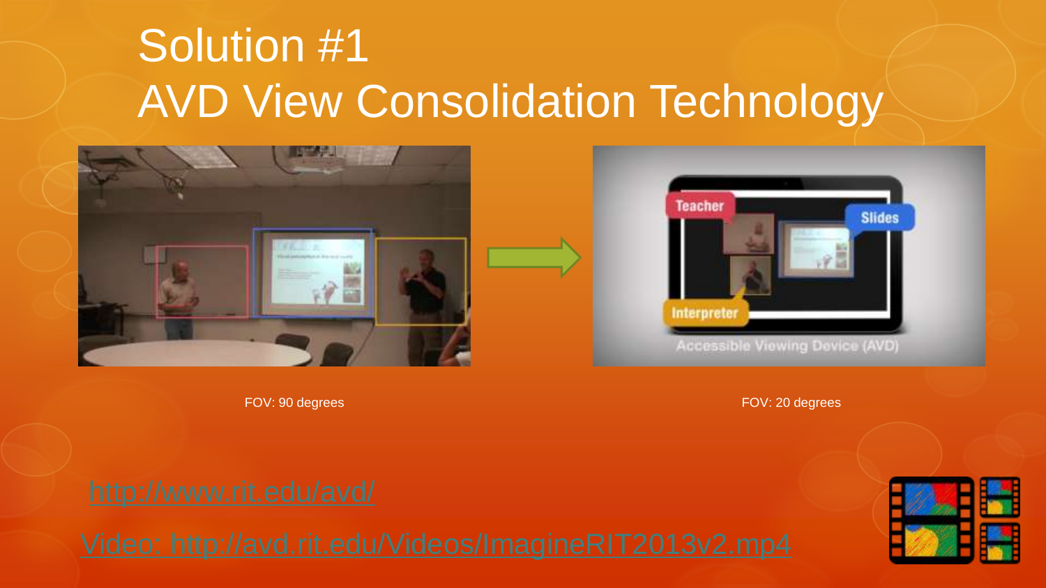# Solution #1
# AVD View Consolidation Technology

FOV: 90 degrees

FOV: 20 degrees

http://www.rit.edu/avd/

Video: http://avd.rit.edu/Videos/ImagineRIT2013v2.mp4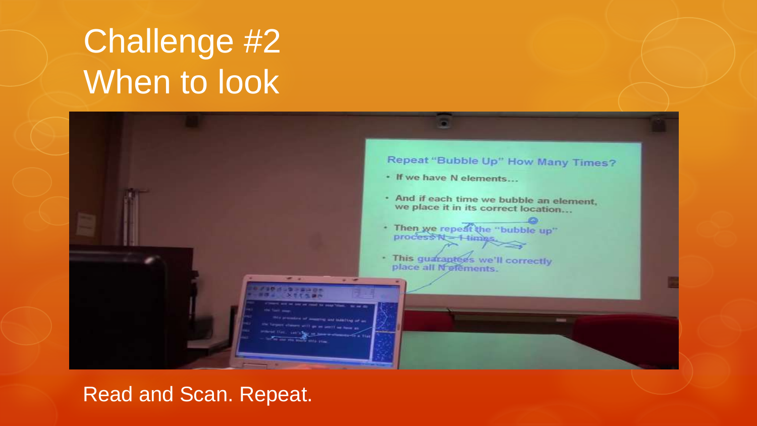# Challenge #2
# When to look

Read and Scan. Repeat.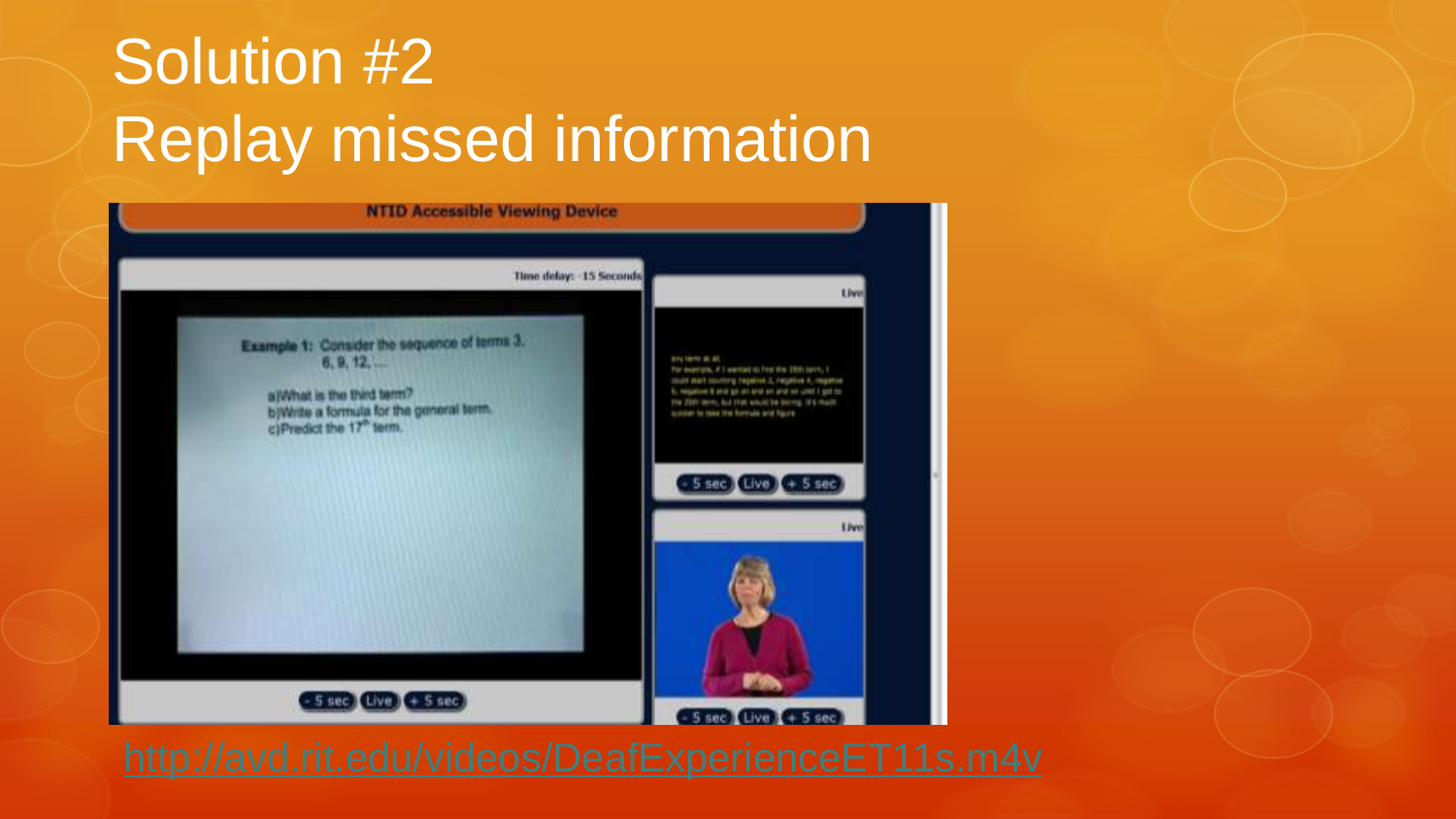# Solution #2
# Replay missed information

http://avd.rit.edu/videos/DeafExperienceET11s.m4v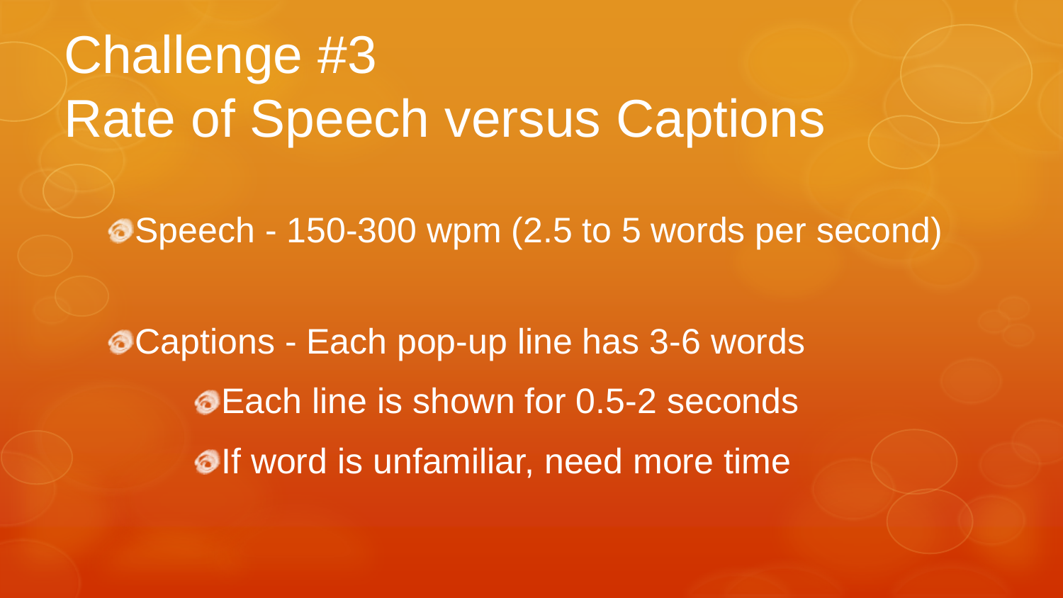# Challenge #3
# Rate of Speech versus Captions

- Speech - 150-300 wpm (2.5 to 5 words per second)

- Captions - Each pop-up line has 3-6 words
  - Each line is shown for 0.5-2 seconds
  - If word is unfamiliar, need more time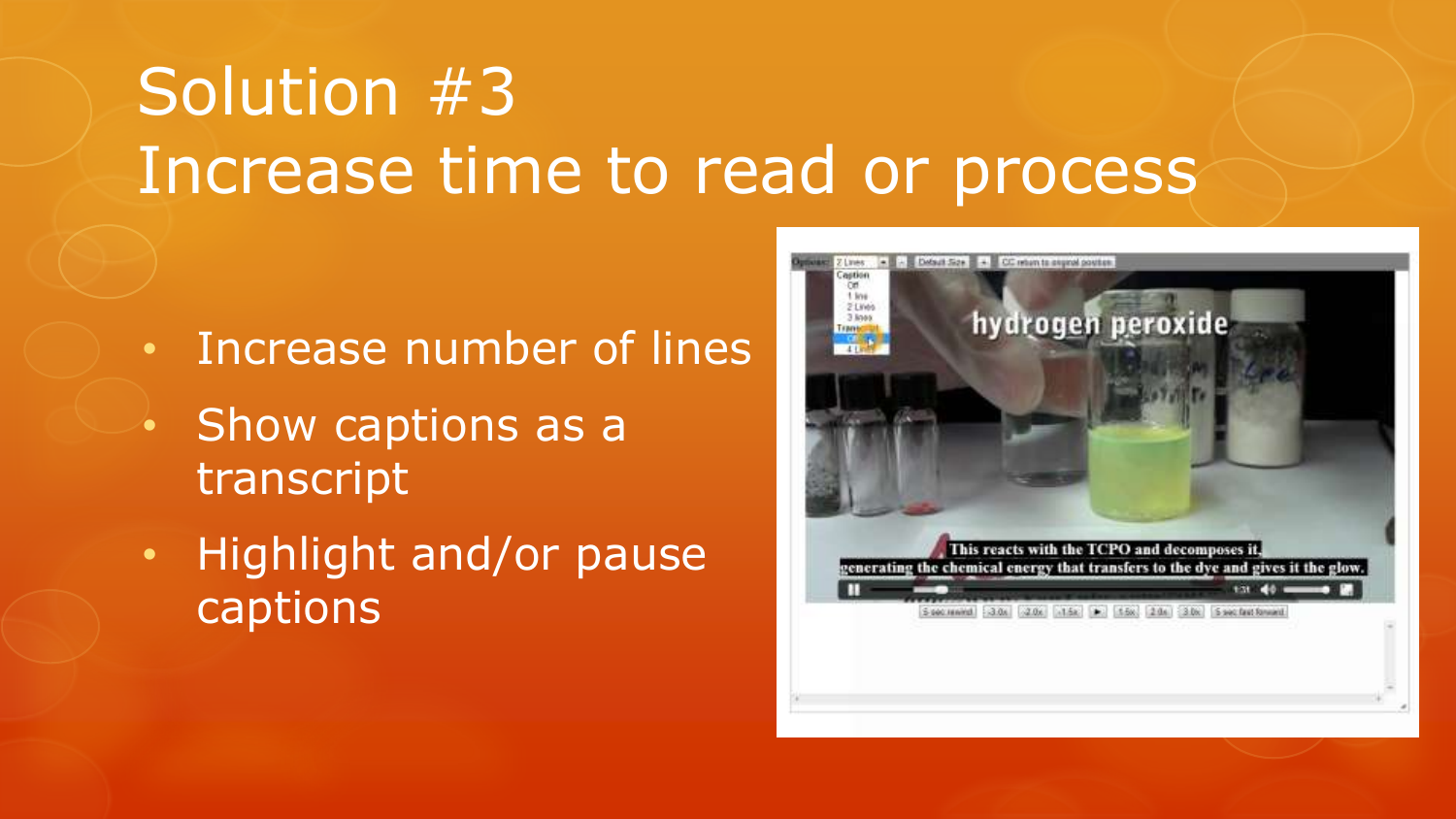# Solution #3
# Increase time to read or process

- Increase number of lines
- Show captions as a transcript
- Highlight and/or pause captions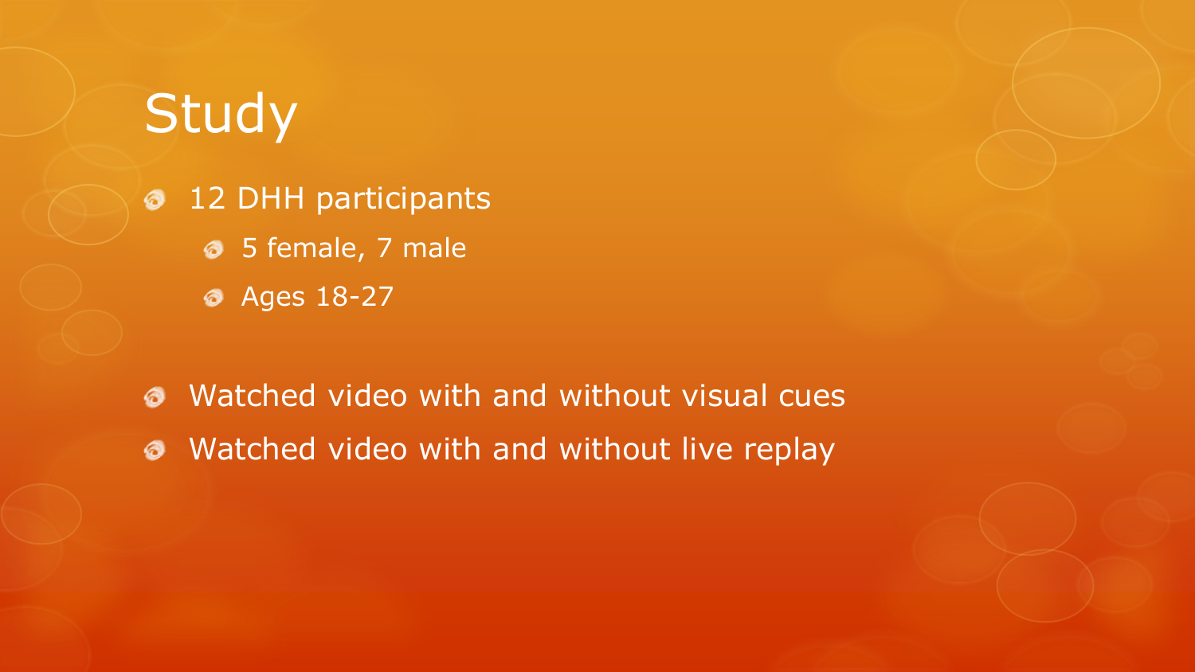# Study

- 12 DHH participants
  - 5 female, 7 male
  - Ages 18-27

- Watched video with and without visual cues
- Watched video with and without live replay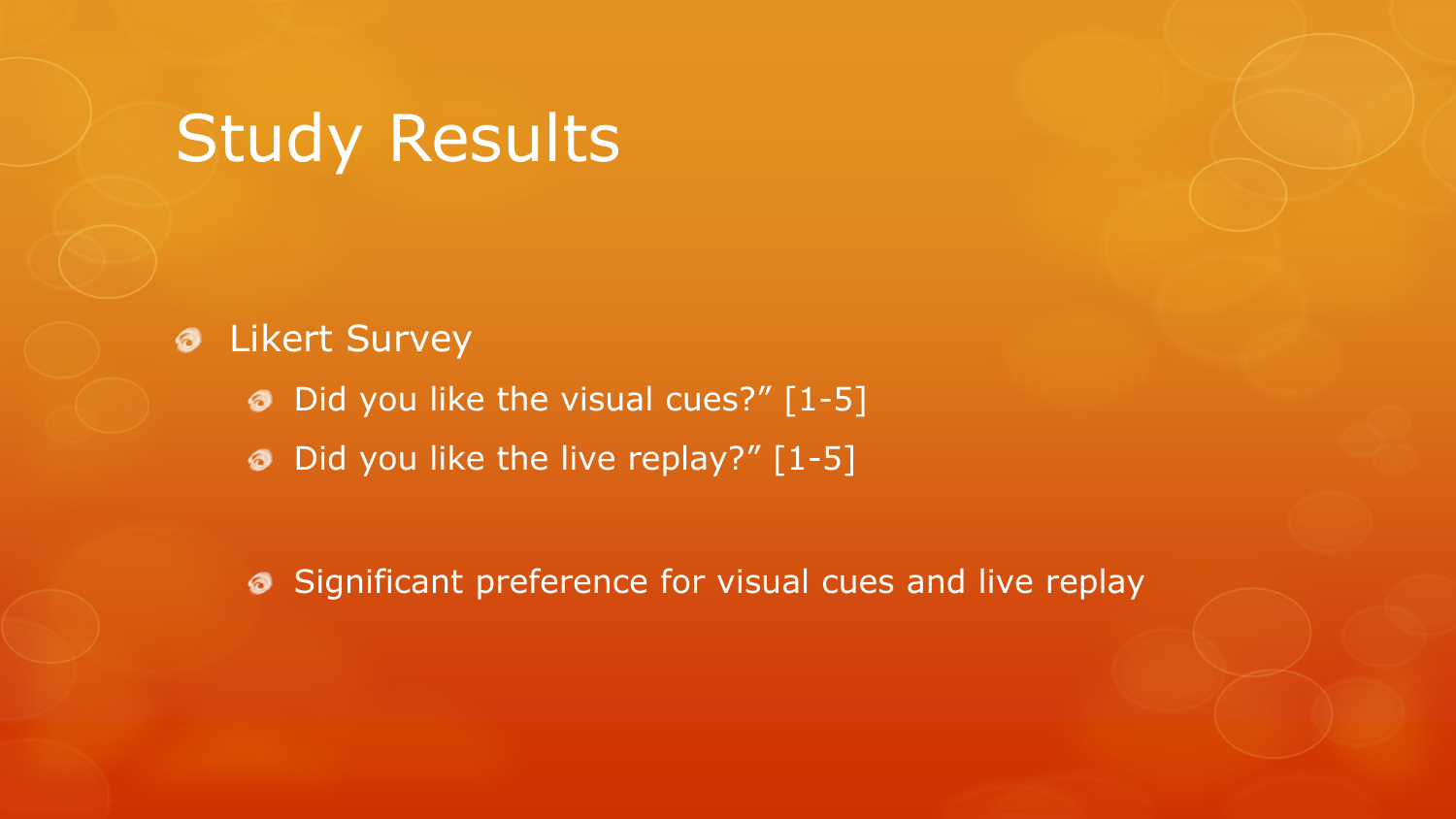# Study Results

- Likert Survey
  - Did you like the visual cues?” [1-5]
  - Did you like the live replay?” [1-5]

  - Significant preference for visual cues and live replay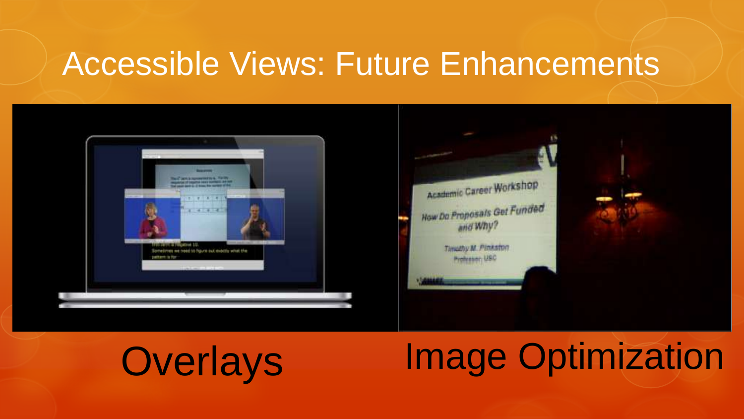# Accessible Views: Future Enhancements

Overlays

Image Optimization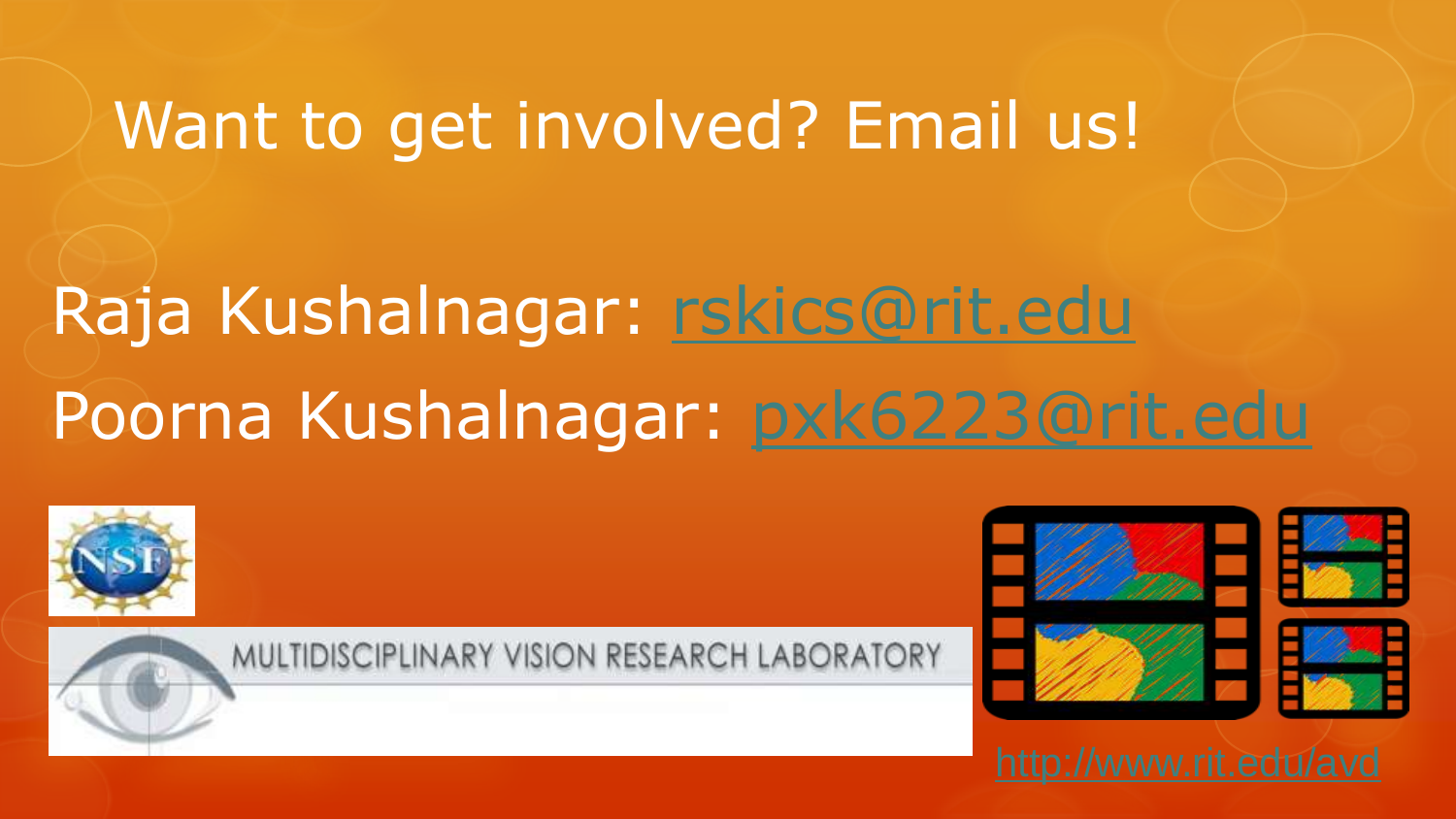# Want to get involved? Email us!

Raja Kushalnagar: rskics@rit.edu

Poorna Kushalnagar: pxk6223@rit.edu

MULTIDISCIPLINARY VISION RESEARCH LABORATORY

http://www.rit.edu/avd